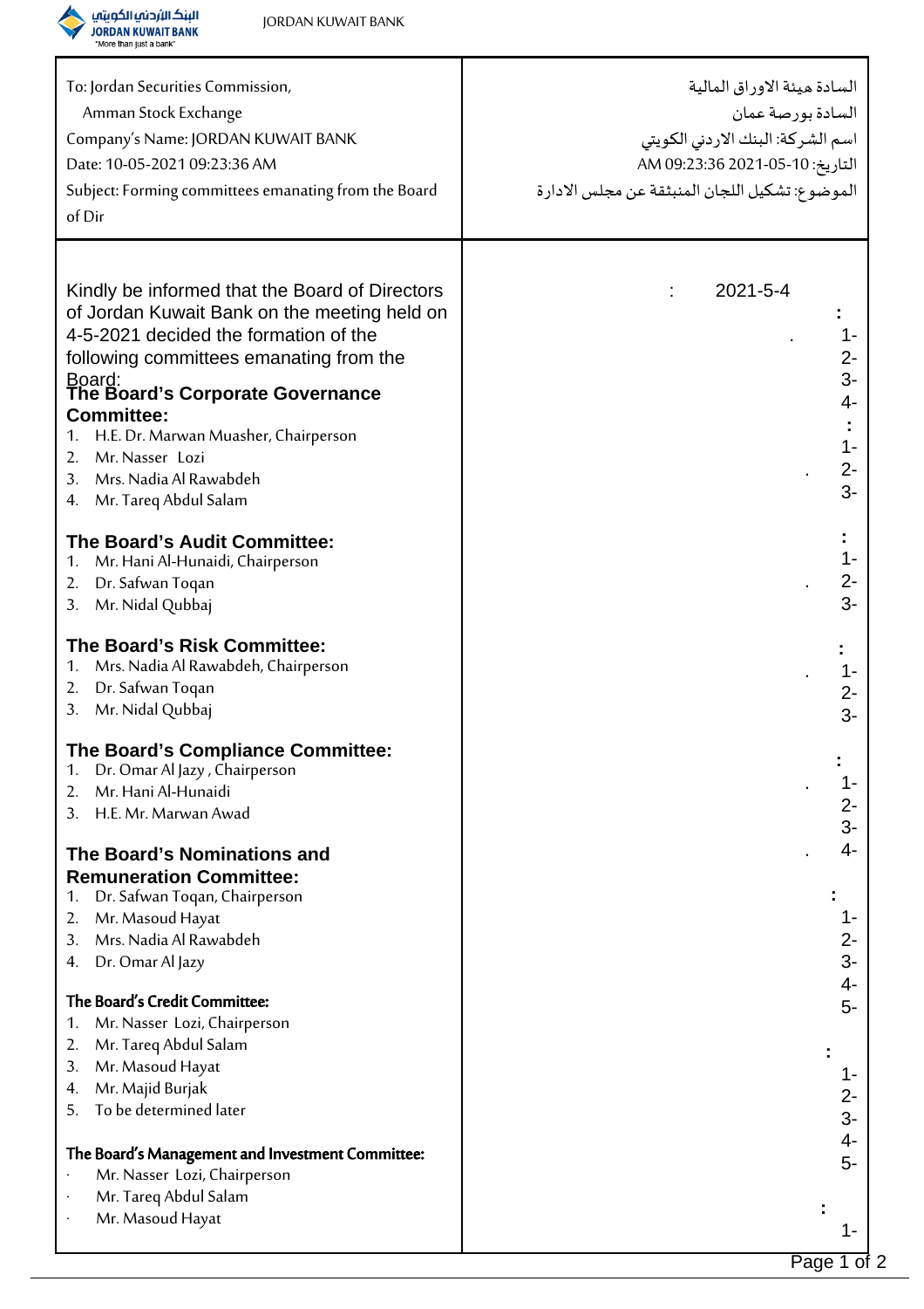| To: Jordan Securities Commission, Amman Stock Exchange Company's Name: JORDAN KUWAIT BANK Date: 10-05-2021 09:23:36 AM Subject: Forming committees emanating from the Board of Dir | السادة هيئة الاوراق المالية السادة بورصة عمان اسم الشركة: البنك الاردني الكويتي التاريخ: 10-05-2021 09:23:36 AM الموضوع: تشكيل اللجان المنبثقة عن مجلس الادارة |
|---|---|

Kindly be informed that the Board of Directors of Jordan Kuwait Bank on the meeting held on 4-5-2021 decided the formation of the following committees emanating from the Board:

**The Board's Corporate Governance Committee:**
1. H.E. Dr. Marwan Muasher, Chairperson
2. Mr. Nasser Lozi
3. Mrs. Nadia Al Rawabdeh
4. Mr. Tareq Abdul Salam

**The Board's Audit Committee:**
1. Mr. Hani Al-Hunaidi, Chairperson
2. Dr. Safwan Toqan
3. Mr. Nidal Qubbaj

**The Board's Risk Committee:**
1. Mrs. Nadia Al Rawabdeh, Chairperson
2. Dr. Safwan Toqan
3. Mr. Nidal Qubbaj

**The Board's Compliance Committee:**
1. Dr. Omar Al Jazy , Chairperson
2. Mr. Hani Al-Hunaidi
3. H.E. Mr. Marwan Awad

**The Board's Nominations and Remuneration Committee:**
1. Dr. Safwan Toqan, Chairperson
2. Mr. Masoud Hayat
3. Mrs. Nadia Al Rawabdeh
4. Dr. Omar Al Jazy

**The Board's Credit Committee:**
1. Mr. Nasser Lozi, Chairperson
2. Mr. Tareq Abdul Salam
3. Mr. Masoud Hayat
4. Mr. Majid Burjak
5. To be determined later

**The Board's Management and Investment Committee:**
- Mr. Nasser Lozi, Chairperson
- Mr. Tareq Abdul Salam
- Mr. Masoud Hayat

: 2021-5-4

:

1- .

2-

3-

4-

:

1-

2- .

3-

:

1-

2- .

3-

:

1- .

2-

3-

:

1- .

2-

3-

4- .

:

1-

2-

3-

4-

5-

:

1-

2-

3-

4-

5-

:

1-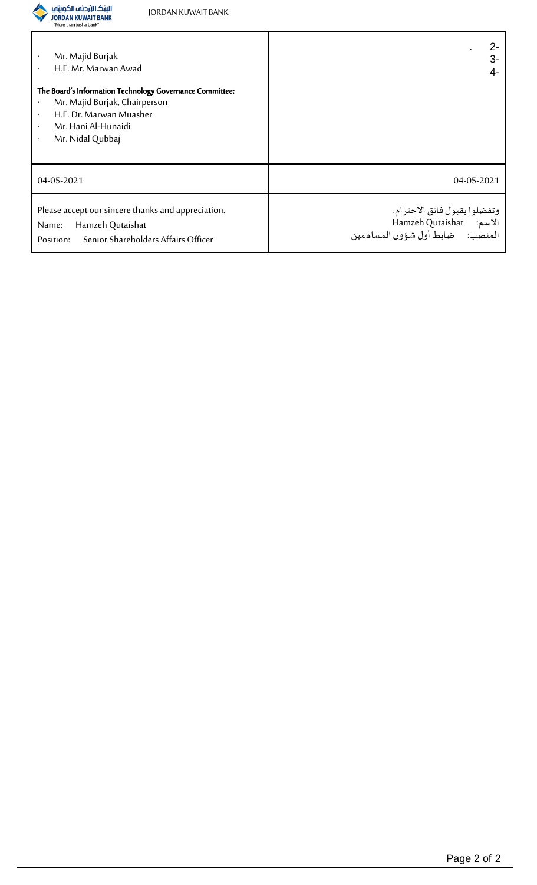| | |
|---|---|
| · Mr. Majid Burjak<br>· H.E. Mr. Marwan Awad<br><br>**The Board's Information Technology Governance Committee:**<br>· Mr. Majid Burjak, Chairperson<br>· H.E. Dr. Marwan Muasher<br>· Mr. Hani Al-Hunaidi<br>· Mr. Nidal Qubbaj | 2- .<br>3-<br>4- |
| 04-05-2021 | 04-05-2021 |
| Please accept our sincere thanks and appreciation.<br>Name: Hamzeh Qutaishat<br>Position: Senior Shareholders Affairs Officer | وتفضلوا بقبول فائق الاحترام.<br>الاسم: Hamzeh Qutaishat<br>المنصب: ضابط أول شؤون المساهمين |